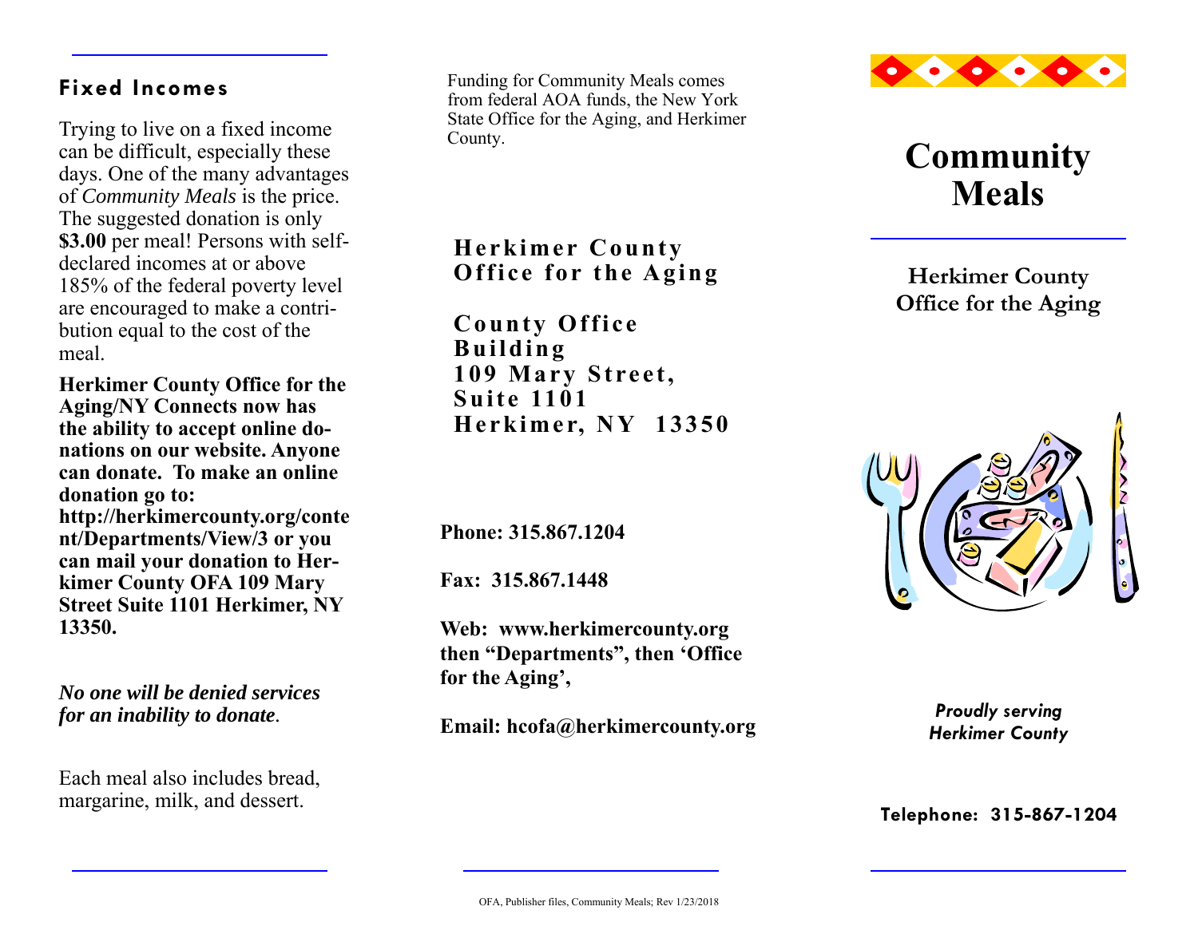## Fixed Incomes

Trying to live on a fixed income can be difficult, especially these days. One of the many advantages of *Community Meals* is the price. The suggested donation is only **$3.00** per meal! Persons with self-declared incomes at or above 185% of the federal poverty level are encouraged to make a contribution equal to the cost of the meal.

**Herkimer County Office for the Aging/NY Connects now has the ability to accept online donations on our website. Anyone can donate. To make an online donation go to: http://herkimercounty.org/content/Departments/View/3 or you can mail your donation to Herkimer County OFA 109 Mary Street Suite 1101 Herkimer, NY 13350.**

***No one will be denied services for an inability to donate*.**

Each meal also includes bread, margarine, milk, and dessert.

Funding for Community Meals comes from federal AOA funds, the New York State Office for the Aging, and Herkimer County.

**Herkimer County Office for the Aging**

**County Office Building**
**109 Mary Street, Suite 1101**
**Herkimer, NY 13350**

**Phone: 315.867.1204**

**Fax: 315.867.1448**

**Web: www.herkimercounty.org then "Departments", then 'Office for the Aging',**

**Email: hcofa@herkimercounty.org**

OFA, Publisher files, Community Meals; Rev 1/23/2018

# Community Meals

**Herkimer County Office for the Aging**

***Proudly serving Herkimer County***

**Telephone: 315-867-1204**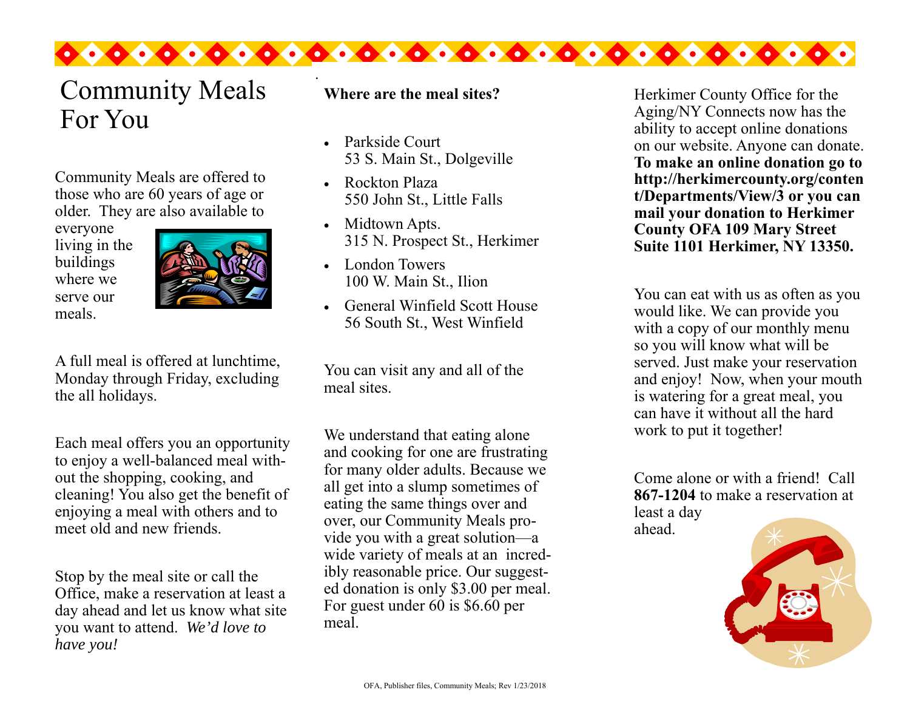# Community Meals For You

Community Meals are offered to those who are 60 years of age or older. They are also available to everyone living in the buildings where we serve our meals.

A full meal is offered at lunchtime, Monday through Friday, excluding the all holidays.

Each meal offers you an opportunity to enjoy a well-balanced meal without the shopping, cooking, and cleaning! You also get the benefit of enjoying a meal with others and to meet old and new friends.

Stop by the meal site or call the Office, make a reservation at least a day ahead and let us know what site you want to attend. *We'd love to have you!*

**Where are the meal sites?**

- Parkside Court
  53 S. Main St., Dolgeville
- Rockton Plaza
  550 John St., Little Falls
- Midtown Apts.
  315 N. Prospect St., Herkimer
- London Towers
  100 W. Main St., Ilion
- General Winfield Scott House
  56 South St., West Winfield

You can visit any and all of the meal sites.

We understand that eating alone and cooking for one are frustrating for many older adults. Because we all get into a slump sometimes of eating the same things over and over, our Community Meals provide you with a great solution—a wide variety of meals at an incredibly reasonable price. Our suggested donation is only $3.00 per meal. For guest under 60 is $6.60 per meal.

Herkimer County Office for the Aging/NY Connects now has the ability to accept online donations on our website. Anyone can donate. **To make an online donation go to http://herkimercounty.org/content/Departments/View/3 or you can mail your donation to Herkimer County OFA 109 Mary Street Suite 1101 Herkimer, NY 13350.**

You can eat with us as often as you would like. We can provide you with a copy of our monthly menu so you will know what will be served. Just make your reservation and enjoy! Now, when your mouth is watering for a great meal, you can have it without all the hard work to put it together!

Come alone or with a friend! Call **867-1204** to make a reservation at least a day ahead.

OFA, Publisher files, Community Meals; Rev 1/23/2018